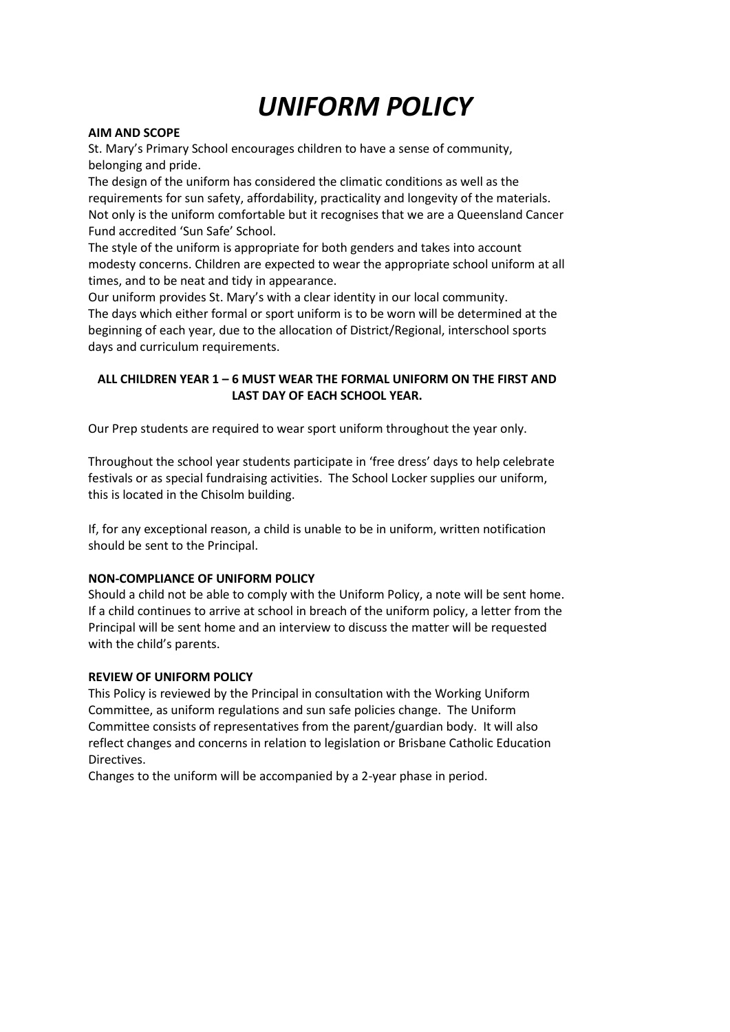# *UNIFORM POLICY*

**AIM AND SCOPE**

St. Mary's Primary School encourages children to have a sense of community, belonging and pride.

The design of the uniform has considered the climatic conditions as well as the requirements for sun safety, affordability, practicality and longevity of the materials. Not only is the uniform comfortable but it recognises that we are a Queensland Cancer Fund accredited 'Sun Safe' School.

The style of the uniform is appropriate for both genders and takes into account modesty concerns. Children are expected to wear the appropriate school uniform at all times, and to be neat and tidy in appearance.

Our uniform provides St. Mary's with a clear identity in our local community.

The days which either formal or sport uniform is to be worn will be determined at the beginning of each year, due to the allocation of District/Regional, interschool sports days and curriculum requirements.

**ALL CHILDREN YEAR 1 – 6 MUST WEAR THE FORMAL UNIFORM ON THE FIRST AND LAST DAY OF EACH SCHOOL YEAR.**

Our Prep students are required to wear sport uniform throughout the year only.

Throughout the school year students participate in 'free dress' days to help celebrate festivals or as special fundraising activities. The School Locker supplies our uniform, this is located in the Chisolm building.

If, for any exceptional reason, a child is unable to be in uniform, written notification should be sent to the Principal.

**NON-COMPLIANCE OF UNIFORM POLICY**

Should a child not be able to comply with the Uniform Policy, a note will be sent home. If a child continues to arrive at school in breach of the uniform policy, a letter from the Principal will be sent home and an interview to discuss the matter will be requested with the child's parents.

**REVIEW OF UNIFORM POLICY**

This Policy is reviewed by the Principal in consultation with the Working Uniform Committee, as uniform regulations and sun safe policies change. The Uniform Committee consists of representatives from the parent/guardian body. It will also reflect changes and concerns in relation to legislation or Brisbane Catholic Education Directives.

Changes to the uniform will be accompanied by a 2-year phase in period.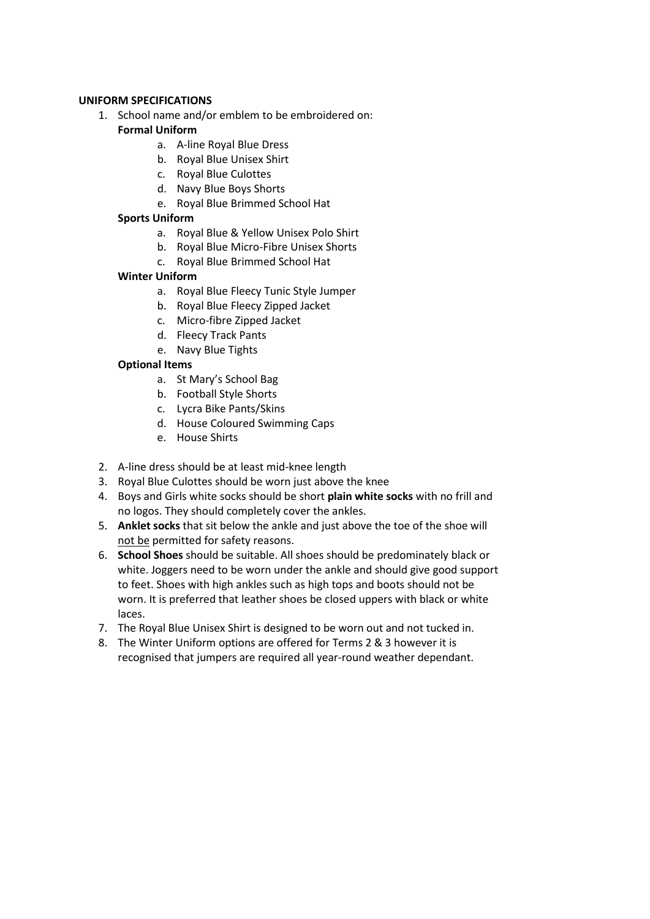**UNIFORM SPECIFICATIONS**

1. School name and/or emblem to be embroidered on:

   **Formal Uniform**

   a. A-line Royal Blue Dress
   b. Royal Blue Unisex Shirt
   c. Royal Blue Culottes
   d. Navy Blue Boys Shorts
   e. Royal Blue Brimmed School Hat

   **Sports Uniform**

   a. Royal Blue & Yellow Unisex Polo Shirt
   b. Royal Blue Micro-Fibre Unisex Shorts
   c. Royal Blue Brimmed School Hat

   **Winter Uniform**

   a. Royal Blue Fleecy Tunic Style Jumper
   b. Royal Blue Fleecy Zipped Jacket
   c. Micro-fibre Zipped Jacket
   d. Fleecy Track Pants
   e. Navy Blue Tights

   **Optional Items**

   a. St Mary's School Bag
   b. Football Style Shorts
   c. Lycra Bike Pants/Skins
   d. House Coloured Swimming Caps
   e. House Shirts

2. A-line dress should be at least mid-knee length
3. Royal Blue Culottes should be worn just above the knee
4. Boys and Girls white socks should be short **plain white socks** with no frill and no logos. They should completely cover the ankles.
5. **Anklet socks** that sit below the ankle and just above the toe of the shoe will <u>not be</u> permitted for safety reasons.
6. **School Shoes** should be suitable. All shoes should be predominately black or white. Joggers need to be worn under the ankle and should give good support to feet. Shoes with high ankles such as high tops and boots should not be worn. It is preferred that leather shoes be closed uppers with black or white laces.
7. The Royal Blue Unisex Shirt is designed to be worn out and not tucked in.
8. The Winter Uniform options are offered for Terms 2 & 3 however it is recognised that jumpers are required all year-round weather dependant.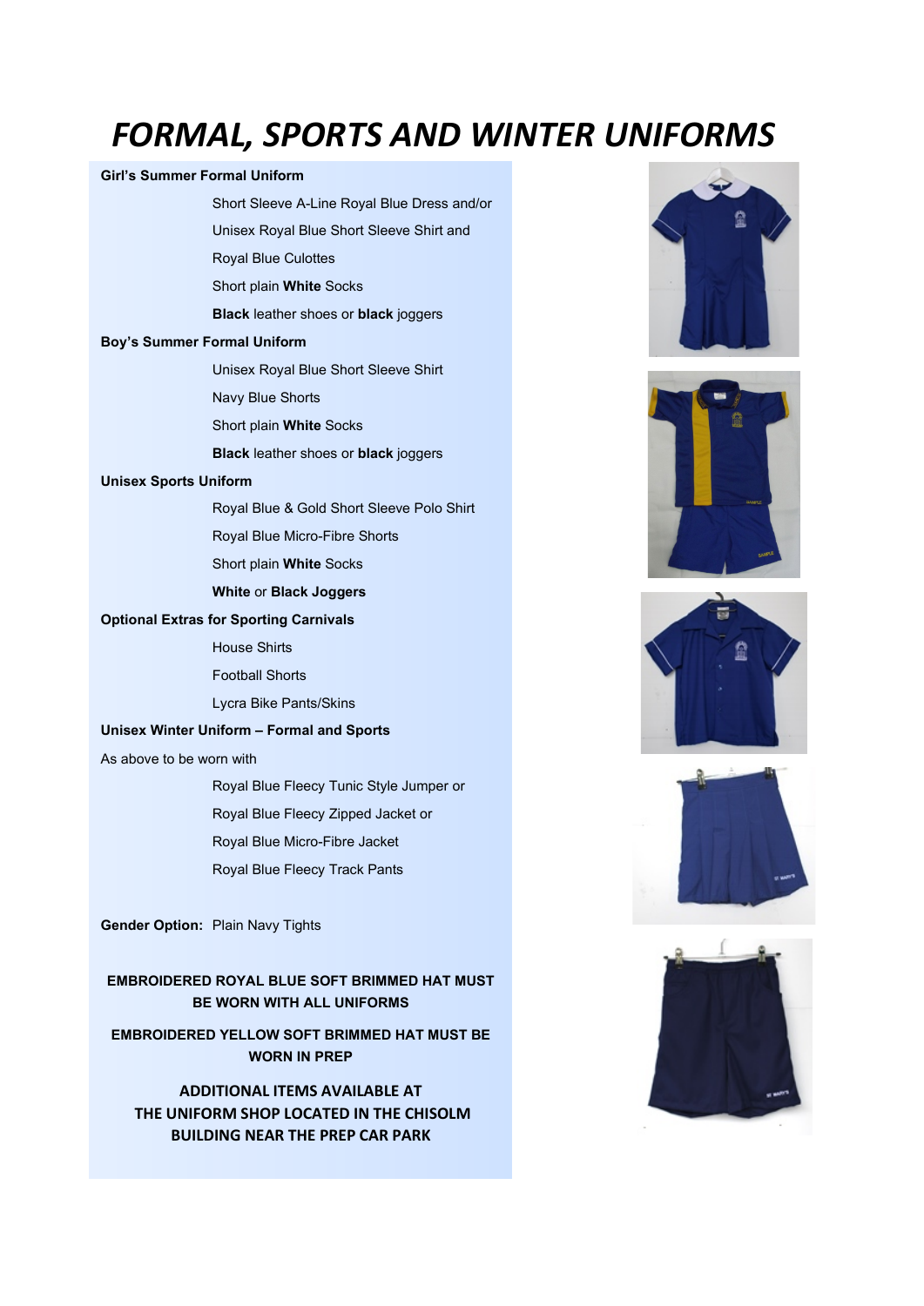# *FORMAL, SPORTS AND WINTER UNIFORMS*

**Girl's Summer Formal Uniform**

- Short Sleeve A-Line Royal Blue Dress and/or
- Unisex Royal Blue Short Sleeve Shirt and
- Royal Blue Culottes
- Short plain **White** Socks
- **Black** leather shoes or **black** joggers

**Boy's Summer Formal Uniform**

- Unisex Royal Blue Short Sleeve Shirt
- Navy Blue Shorts
- Short plain **White** Socks
- **Black** leather shoes or **black** joggers

**Unisex Sports Uniform**

- Royal Blue & Gold Short Sleeve Polo Shirt
- Royal Blue Micro-Fibre Shorts
- Short plain **White** Socks
- **White** or **Black Joggers**

**Optional Extras for Sporting Carnivals**

- House Shirts
- Football Shorts
- Lycra Bike Pants/Skins

**Unisex Winter Uniform – Formal and Sports**

As above to be worn with

- Royal Blue Fleecy Tunic Style Jumper or
- Royal Blue Fleecy Zipped Jacket or
- Royal Blue Micro-Fibre Jacket
- Royal Blue Fleecy Track Pants

**Gender Option:** Plain Navy Tights

**EMBROIDERED ROYAL BLUE SOFT BRIMMED HAT MUST BE WORN WITH ALL UNIFORMS**

**EMBROIDERED YELLOW SOFT BRIMMED HAT MUST BE WORN IN PREP**

**ADDITIONAL ITEMS AVAILABLE AT THE UNIFORM SHOP LOCATED IN THE CHISOLM BUILDING NEAR THE PREP CAR PARK**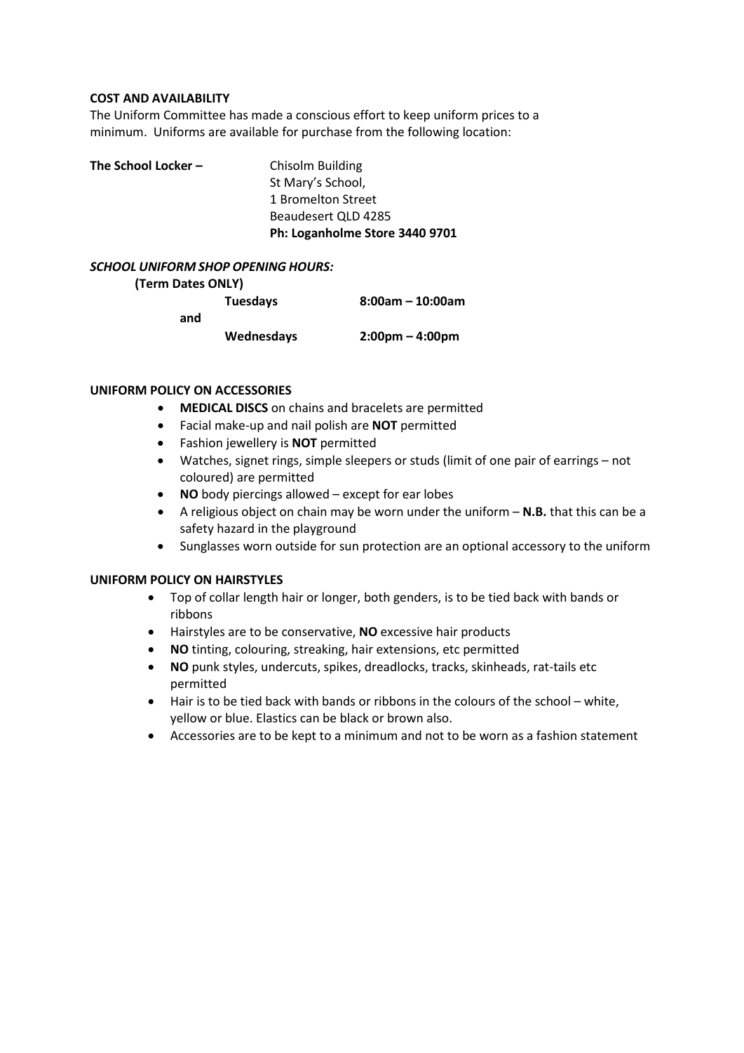**COST AND AVAILABILITY**

The Uniform Committee has made a conscious effort to keep uniform prices to a minimum. Uniforms are available for purchase from the following location:

**The School Locker –**
Chisolm Building
St Mary's School,
1 Bromelton Street
Beaudesert QLD 4285
**Ph: Loganholme Store 3440 9701**

***SCHOOL UNIFORM SHOP OPENING HOURS:***

**(Term Dates ONLY)**

**Tuesdays** **8:00am – 10:00am**

**and**

**Wednesdays** **2:00pm – 4:00pm**

**UNIFORM POLICY ON ACCESSORIES**

- **MEDICAL DISCS** on chains and bracelets are permitted
- Facial make-up and nail polish are **NOT** permitted
- Fashion jewellery is **NOT** permitted
- Watches, signet rings, simple sleepers or studs (limit of one pair of earrings – not coloured) are permitted
- **NO** body piercings allowed – except for ear lobes
- A religious object on chain may be worn under the uniform – **N.B.** that this can be a safety hazard in the playground
- Sunglasses worn outside for sun protection are an optional accessory to the uniform

**UNIFORM POLICY ON HAIRSTYLES**

- Top of collar length hair or longer, both genders, is to be tied back with bands or ribbons
- Hairstyles are to be conservative, **NO** excessive hair products
- **NO** tinting, colouring, streaking, hair extensions, etc permitted
- **NO** punk styles, undercuts, spikes, dreadlocks, tracks, skinheads, rat-tails etc permitted
- Hair is to be tied back with bands or ribbons in the colours of the school – white, yellow or blue. Elastics can be black or brown also.
- Accessories are to be kept to a minimum and not to be worn as a fashion statement